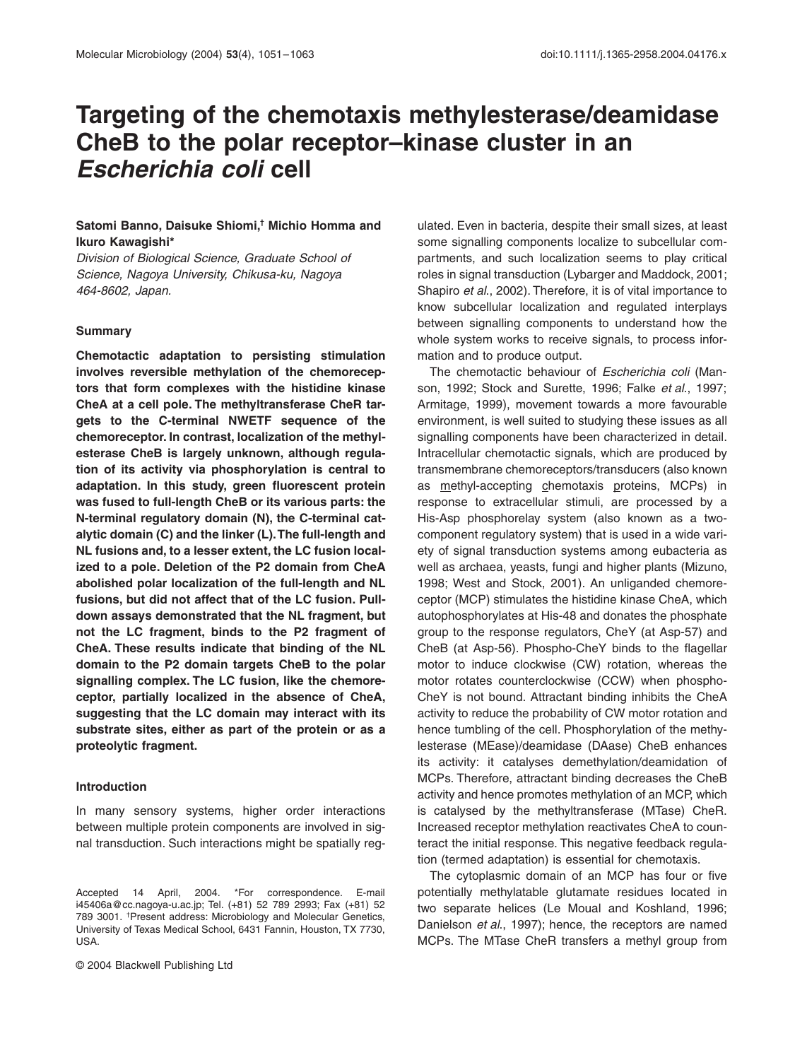# Targeting of the chemotaxis methylesterase/deamidase CheB to the polar receptor–kinase cluster in an *Escherichia coli* cell

**Satomi Banno, Daisuke Shiomi,† Michio Homma and Ikuro Kawagishi***

*Division of Biological Science, Graduate School of Science, Nagoya University, Chikusa-ku, Nagoya 464-8602, Japan.*

## Summary

**Chemotactic adaptation to persisting stimulation involves reversible methylation of the chemoreceptors that form complexes with the histidine kinase CheA at a cell pole. The methyltransferase CheR targets to the C-terminal NWETF sequence of the chemoreceptor. In contrast, localization of the methylesterase CheB is largely unknown, although regulation of its activity via phosphorylation is central to adaptation. In this study, green fluorescent protein was fused to full-length CheB or its various parts: the N-terminal regulatory domain (N), the C-terminal catalytic domain (C) and the linker (L). The full-length and NL fusions and, to a lesser extent, the LC fusion localized to a pole. Deletion of the P2 domain from CheA abolished polar localization of the full-length and NL fusions, but did not affect that of the LC fusion. Pull-down assays demonstrated that the NL fragment, but not the LC fragment, binds to the P2 fragment of CheA. These results indicate that binding of the NL domain to the P2 domain targets CheB to the polar signalling complex. The LC fusion, like the chemoreceptor, partially localized in the absence of CheA, suggesting that the LC domain may interact with its substrate sites, either as part of the protein or as a proteolytic fragment.**

## Introduction

In many sensory systems, higher order interactions between multiple protein components are involved in signal transduction. Such interactions might be spatially regulated. Even in bacteria, despite their small sizes, at least some signalling components localize to subcellular compartments, and such localization seems to play critical roles in signal transduction (Lybarger and Maddock, 2001; Shapiro *et al.*, 2002). Therefore, it is of vital importance to know subcellular localization and regulated interplays between signalling components to understand how the whole system works to receive signals, to process information and to produce output.

The chemotactic behaviour of *Escherichia coli* (Manson, 1992; Stock and Surette, 1996; Falke *et al.*, 1997; Armitage, 1999), movement towards a more favourable environment, is well suited to studying these issues as all signalling components have been characterized in detail. Intracellular chemotactic signals, which are produced by transmembrane chemoreceptors/transducers (also known as methyl-accepting chemotaxis proteins, MCPs) in response to extracellular stimuli, are processed by a His-Asp phosphorelay system (also known as a two-component regulatory system) that is used in a wide variety of signal transduction systems among eubacteria as well as archaea, yeasts, fungi and higher plants (Mizuno, 1998; West and Stock, 2001). An unliganded chemoreceptor (MCP) stimulates the histidine kinase CheA, which autophosphorylates at His-48 and donates the phosphate group to the response regulators, CheY (at Asp-57) and CheB (at Asp-56). Phospho-CheY binds to the flagellar motor to induce clockwise (CW) rotation, whereas the motor rotates counterclockwise (CCW) when phospho-CheY is not bound. Attractant binding inhibits the CheA activity to reduce the probability of CW motor rotation and hence tumbling of the cell. Phosphorylation of the methylesterase (MEase)/deamidase (DAase) CheB enhances its activity: it catalyses demethylation/deamidation of MCPs. Therefore, attractant binding decreases the CheB activity and hence promotes methylation of an MCP, which is catalysed by the methyltransferase (MTase) CheR. Increased receptor methylation reactivates CheA to counteract the initial response. This negative feedback regulation (termed adaptation) is essential for chemotaxis.

The cytoplasmic domain of an MCP has four or five potentially methylatable glutamate residues located in two separate helices (Le Moual and Koshland, 1996; Danielson *et al.*, 1997); hence, the receptors are named MCPs. The MTase CheR transfers a methyl group from

Accepted 14 April, 2004. *For correspondence. E-mail i45406a@cc.nagoya-u.ac.jp; Tel. (+81) 52 789 2993; Fax (+81) 52 789 3001. †Present address: Microbiology and Molecular Genetics, University of Texas Medical School, 6431 Fannin, Houston, TX 7730, USA.

© 2004 Blackwell Publishing Ltd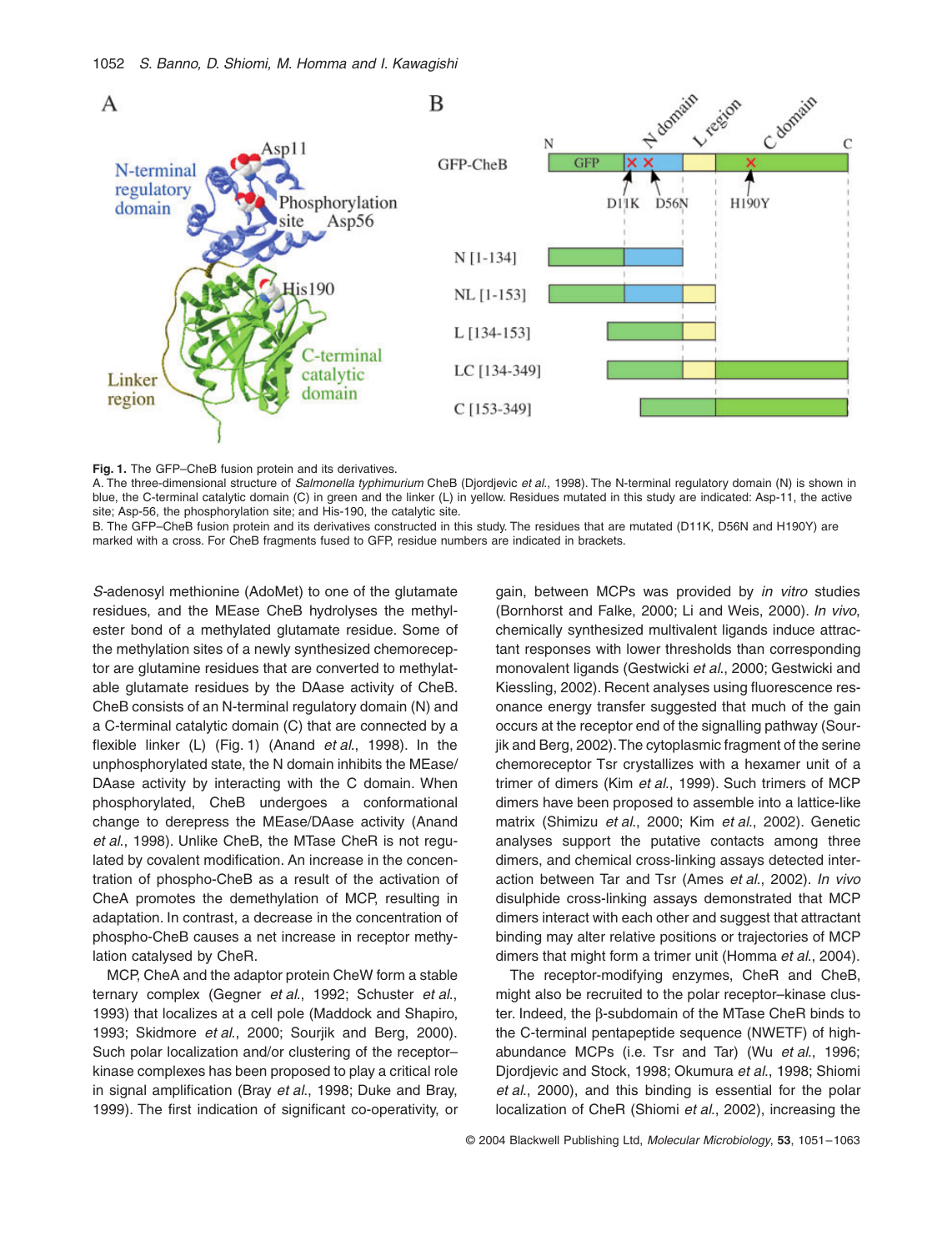**Fig. 1.** The GFP–CheB fusion protein and its derivatives.
A. The three-dimensional structure of *Salmonella typhimurium* CheB (Djordjevic *et al.*, 1998). The N-terminal regulatory domain (N) is shown in blue, the C-terminal catalytic domain (C) in green and the linker (L) in yellow. Residues mutated in this study are indicated: Asp-11, the active site; Asp-56, the phosphorylation site; and His-190, the catalytic site.
B. The GFP–CheB fusion protein and its derivatives constructed in this study. The residues that are mutated (D11K, D56N and H190Y) are marked with a cross. For CheB fragments fused to GFP, residue numbers are indicated in brackets.

*S*-adenosyl methionine (AdoMet) to one of the glutamate residues, and the MEase CheB hydrolyses the methyl-ester bond of a methylated glutamate residue. Some of the methylation sites of a newly synthesized chemoreceptor are glutamine residues that are converted to methylatable glutamate residues by the DAase activity of CheB. CheB consists of an N-terminal regulatory domain (N) and a C-terminal catalytic domain (C) that are connected by a flexible linker (L) (Fig. 1) (Anand *et al.*, 1998). In the unphosphorylated state, the N domain inhibits the MEase/DAase activity by interacting with the C domain. When phosphorylated, CheB undergoes a conformational change to derepress the MEase/DAase activity (Anand *et al.*, 1998). Unlike CheB, the MTase CheR is not regulated by covalent modification. An increase in the concentration of phospho-CheB as a result of the activation of CheA promotes the demethylation of MCP, resulting in adaptation. In contrast, a decrease in the concentration of phospho-CheB causes a net increase in receptor methylation catalysed by CheR.

MCP, CheA and the adaptor protein CheW form a stable ternary complex (Gegner *et al.*, 1992; Schuster *et al.*, 1993) that localizes at a cell pole (Maddock and Shapiro, 1993; Skidmore *et al.*, 2000; Sourjik and Berg, 2000). Such polar localization and/or clustering of the receptor–kinase complexes has been proposed to play a critical role in signal amplification (Bray *et al.*, 1998; Duke and Bray, 1999). The first indication of significant co-operativity, or gain, between MCPs was provided by *in vitro* studies (Bornhorst and Falke, 2000; Li and Weis, 2000). *In vivo*, chemically synthesized multivalent ligands induce attractant responses with lower thresholds than corresponding monovalent ligands (Gestwicki *et al.*, 2000; Gestwicki and Kiessling, 2002). Recent analyses using fluorescence resonance energy transfer suggested that much of the gain occurs at the receptor end of the signalling pathway (Sourjik and Berg, 2002). The cytoplasmic fragment of the serine chemoreceptor Tsr crystallizes with a hexamer unit of a trimer of dimers (Kim *et al.*, 1999). Such trimers of MCP dimers have been proposed to assemble into a lattice-like matrix (Shimizu *et al.*, 2000; Kim *et al.*, 2002). Genetic analyses support the putative contacts among three dimers, and chemical cross-linking assays detected interaction between Tar and Tsr (Ames *et al.*, 2002). *In vivo* disulphide cross-linking assays demonstrated that MCP dimers interact with each other and suggest that attractant binding may alter relative positions or trajectories of MCP dimers that might form a trimer unit (Homma *et al.*, 2004).

The receptor-modifying enzymes, CheR and CheB, might also be recruited to the polar receptor–kinase cluster. Indeed, the β-subdomain of the MTase CheR binds to the C-terminal pentapeptide sequence (NWETF) of high-abundance MCPs (i.e. Tsr and Tar) (Wu *et al.*, 1996; Djordjevic and Stock, 1998; Okumura *et al.*, 1998; Shiomi *et al.*, 2000), and this binding is essential for the polar localization of CheR (Shiomi *et al.*, 2002), increasing the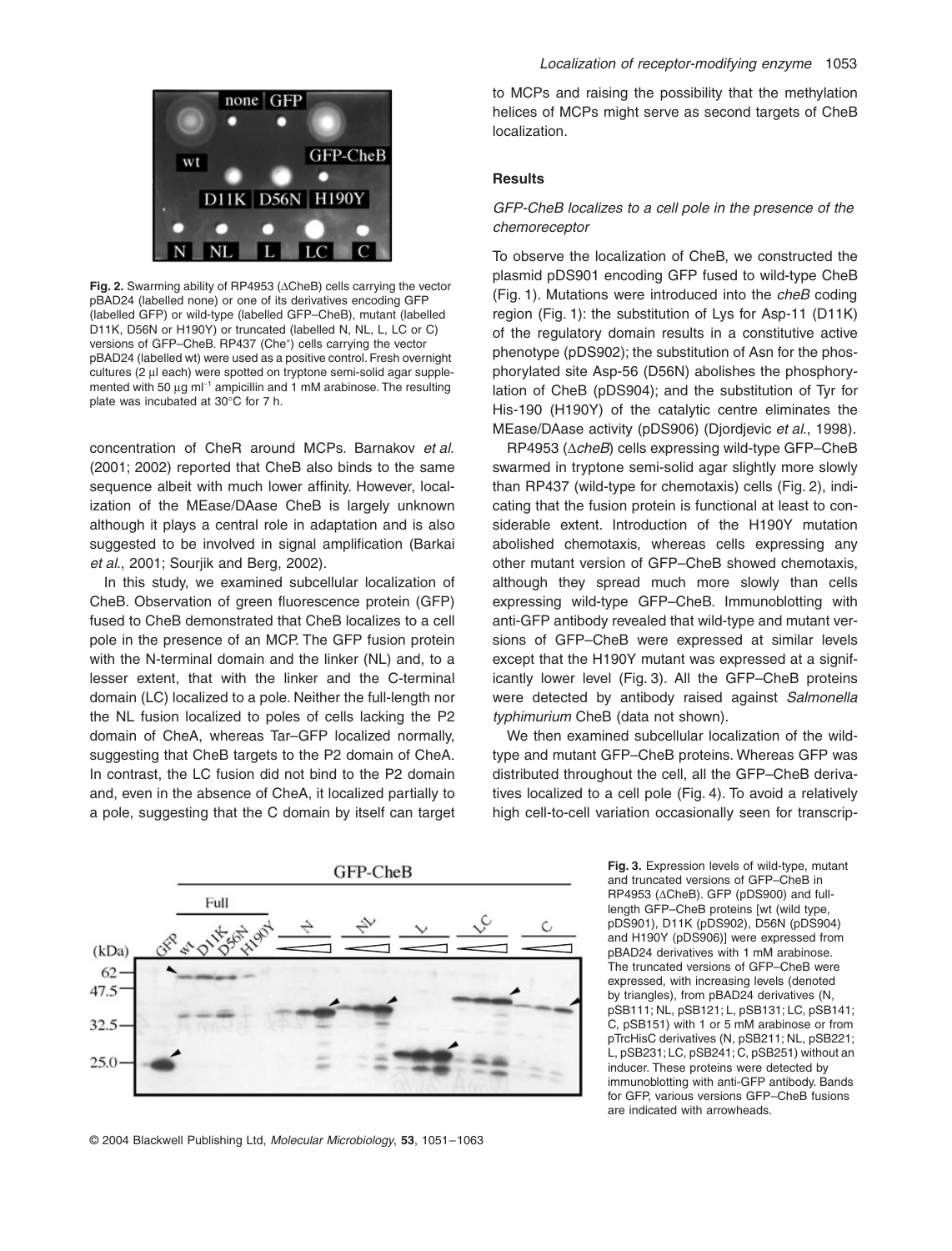**Fig. 2.** Swarming ability of RP4953 (ΔCheB) cells carrying the vector pBAD24 (labelled none) or one of its derivatives encoding GFP (labelled GFP) or wild-type (labelled GFP–CheB), mutant (labelled D11K, D56N or H190Y) or truncated (labelled N, NL, L, LC or C) versions of GFP–CheB. RP437 (Che[+]) cells carrying the vector pBAD24 (labelled wt) were used as a positive control. Fresh overnight cultures (2 μl each) were spotted on tryptone semi-solid agar supplemented with 50 μg ml$^{-1}$ ampicillin and 1 mM arabinose. The resulting plate was incubated at 30°C for 7 h.

concentration of CheR around MCPs. Barnakov *et al.* (2001; 2002) reported that CheB also binds to the same sequence albeit with much lower affinity. However, localization of the MEase/DAase CheB is largely unknown although it plays a central role in adaptation and is also suggested to be involved in signal amplification (Barkai *et al.*, 2001; Sourjik and Berg, 2002).

In this study, we examined subcellular localization of CheB. Observation of green fluorescence protein (GFP) fused to CheB demonstrated that CheB localizes to a cell pole in the presence of an MCP. The GFP fusion protein with the N-terminal domain and the linker (NL) and, to a lesser extent, that with the linker and the C-terminal domain (LC) localized to a pole. Neither the full-length nor the NL fusion localized to poles of cells lacking the P2 domain of CheA, whereas Tar–GFP localized normally, suggesting that CheB targets to the P2 domain of CheA. In contrast, the LC fusion did not bind to the P2 domain and, even in the absence of CheA, it localized partially to a pole, suggesting that the C domain by itself can target to MCPs and raising the possibility that the methylation helices of MCPs might serve as second targets of CheB localization.

## Results

### GFP-CheB localizes to a cell pole in the presence of the chemoreceptor

To observe the localization of CheB, we constructed the plasmid pDS901 encoding GFP fused to wild-type CheB (Fig. 1). Mutations were introduced into the *cheB* coding region (Fig. 1): the substitution of Lys for Asp-11 (D11K) of the regulatory domain results in a constitutive active phenotype (pDS902); the substitution of Asn for the phosphorylated site Asp-56 (D56N) abolishes the phosphorylation of CheB (pDS904); and the substitution of Tyr for His-190 (H190Y) of the catalytic centre eliminates the MEase/DAase activity (pDS906) (Djordjevic *et al.*, 1998).

RP4953 (Δ*cheB*) cells expressing wild-type GFP–CheB swarmed in tryptone semi-solid agar slightly more slowly than RP437 (wild-type for chemotaxis) cells (Fig. 2), indicating that the fusion protein is functional at least to considerable extent. Introduction of the H190Y mutation abolished chemotaxis, whereas cells expressing any other mutant version of GFP–CheB showed chemotaxis, although they spread much more slowly than cells expressing wild-type GFP–CheB. Immunoblotting with anti-GFP antibody revealed that wild-type and mutant versions of GFP–CheB were expressed at similar levels except that the H190Y mutant was expressed at a significantly lower level (Fig. 3). All the GFP–CheB proteins were detected by antibody raised against *Salmonella typhimurium* CheB (data not shown).

We then examined subcellular localization of the wild-type and mutant GFP–CheB proteins. Whereas GFP was distributed throughout the cell, all the GFP–CheB derivatives localized to a cell pole (Fig. 4). To avoid a relatively high cell-to-cell variation occasionally seen for transcrip-

**Fig. 3.** Expression levels of wild-type, mutant and truncated versions of GFP–CheB in RP4953 (ΔCheB). GFP (pDS900) and full-length GFP–CheB proteins [wt (wild type, pDS901), D11K (pDS902), D56N (pDS904) and H190Y (pDS906)] were expressed from pBAD24 derivatives with 1 mM arabinose. The truncated versions of GFP–CheB were expressed, with increasing levels (denoted by triangles), from pBAD24 derivatives (N, pSB111; NL, pSB121; L, pSB131; LC, pSB141; C, pSB151) with 1 or 5 mM arabinose or from pTrcHisC derivatives (N, pSB211; NL, pSB221; L, pSB231; LC, pSB241; C, pSB251) without an inducer. These proteins were detected by immunoblotting with anti-GFP antibody. Bands for GFP, various versions GFP–CheB fusions are indicated with arrowheads.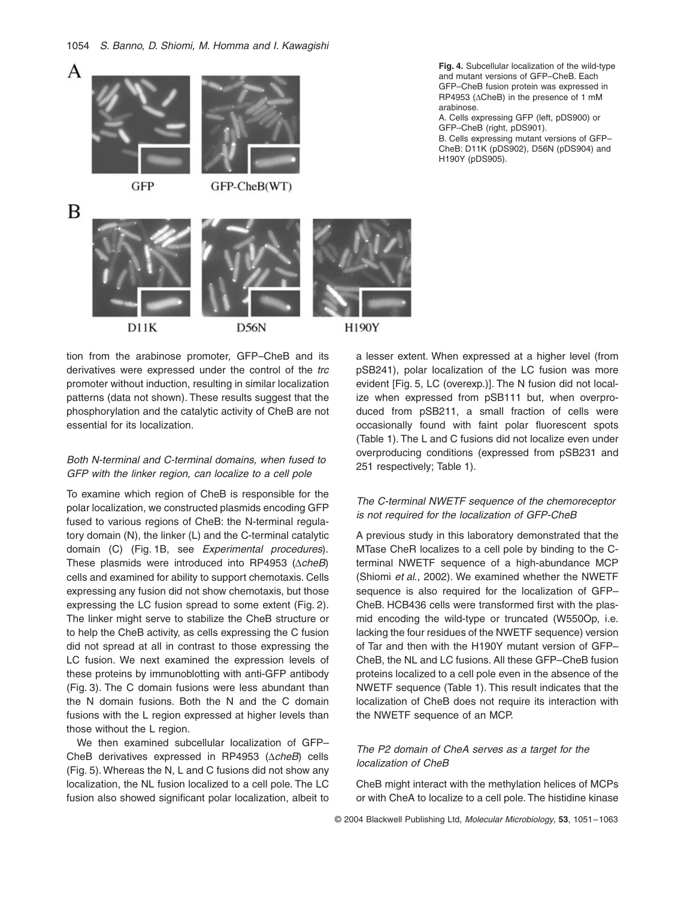**Fig. 4.** Subcellular localization of the wild-type and mutant versions of GFP–CheB. Each GFP–CheB fusion protein was expressed in RP4953 (ΔCheB) in the presence of 1 mM arabinose.
A. Cells expressing GFP (left, pDS900) or GFP–CheB (right, pDS901).
B. Cells expressing mutant versions of GFP–CheB: D11K (pDS902), D56N (pDS904) and H190Y (pDS905).

tion from the arabinose promoter, GFP–CheB and its derivatives were expressed under the control of the *trc* promoter without induction, resulting in similar localization patterns (data not shown). These results suggest that the phosphorylation and the catalytic activity of CheB are not essential for its localization.

### *Both N-terminal and C-terminal domains, when fused to GFP with the linker region, can localize to a cell pole*

To examine which region of CheB is responsible for the polar localization, we constructed plasmids encoding GFP fused to various regions of CheB: the N-terminal regulatory domain (N), the linker (L) and the C-terminal catalytic domain (C) (Fig. 1B, see *Experimental procedures*). These plasmids were introduced into RP4953 (Δ*cheB*) cells and examined for ability to support chemotaxis. Cells expressing any fusion did not show chemotaxis, but those expressing the LC fusion spread to some extent (Fig. 2). The linker might serve to stabilize the CheB structure or to help the CheB activity, as cells expressing the C fusion did not spread at all in contrast to those expressing the LC fusion. We next examined the expression levels of these proteins by immunoblotting with anti-GFP antibody (Fig. 3). The C domain fusions were less abundant than the N domain fusions. Both the N and the C domain fusions with the L region expressed at higher levels than those without the L region.

We then examined subcellular localization of GFP–CheB derivatives expressed in RP4953 (Δ*cheB*) cells (Fig. 5). Whereas the N, L and C fusions did not show any localization, the NL fusion localized to a cell pole. The LC fusion also showed significant polar localization, albeit to a lesser extent. When expressed at a higher level (from pSB241), polar localization of the LC fusion was more evident [Fig. 5, LC (overexp.)]. The N fusion did not localize when expressed from pSB111 but, when overproduced from pSB211, a small fraction of cells were occasionally found with faint polar fluorescent spots (Table 1). The L and C fusions did not localize even under overproducing conditions (expressed from pSB231 and 251 respectively; Table 1).

### *The C-terminal NWETF sequence of the chemoreceptor is not required for the localization of GFP-CheB*

A previous study in this laboratory demonstrated that the MTase CheR localizes to a cell pole by binding to the C-terminal NWETF sequence of a high-abundance MCP (Shiomi *et al*., 2002). We examined whether the NWETF sequence is also required for the localization of GFP–CheB. HCB436 cells were transformed first with the plasmid encoding the wild-type or truncated (W550Op, i.e. lacking the four residues of the NWETF sequence) version of Tar and then with the H190Y mutant version of GFP–CheB, the NL and LC fusions. All these GFP–CheB fusion proteins localized to a cell pole even in the absence of the NWETF sequence (Table 1). This result indicates that the localization of CheB does not require its interaction with the NWETF sequence of an MCP.

### *The P2 domain of CheA serves as a target for the localization of CheB*

CheB might interact with the methylation helices of MCPs or with CheA to localize to a cell pole. The histidine kinase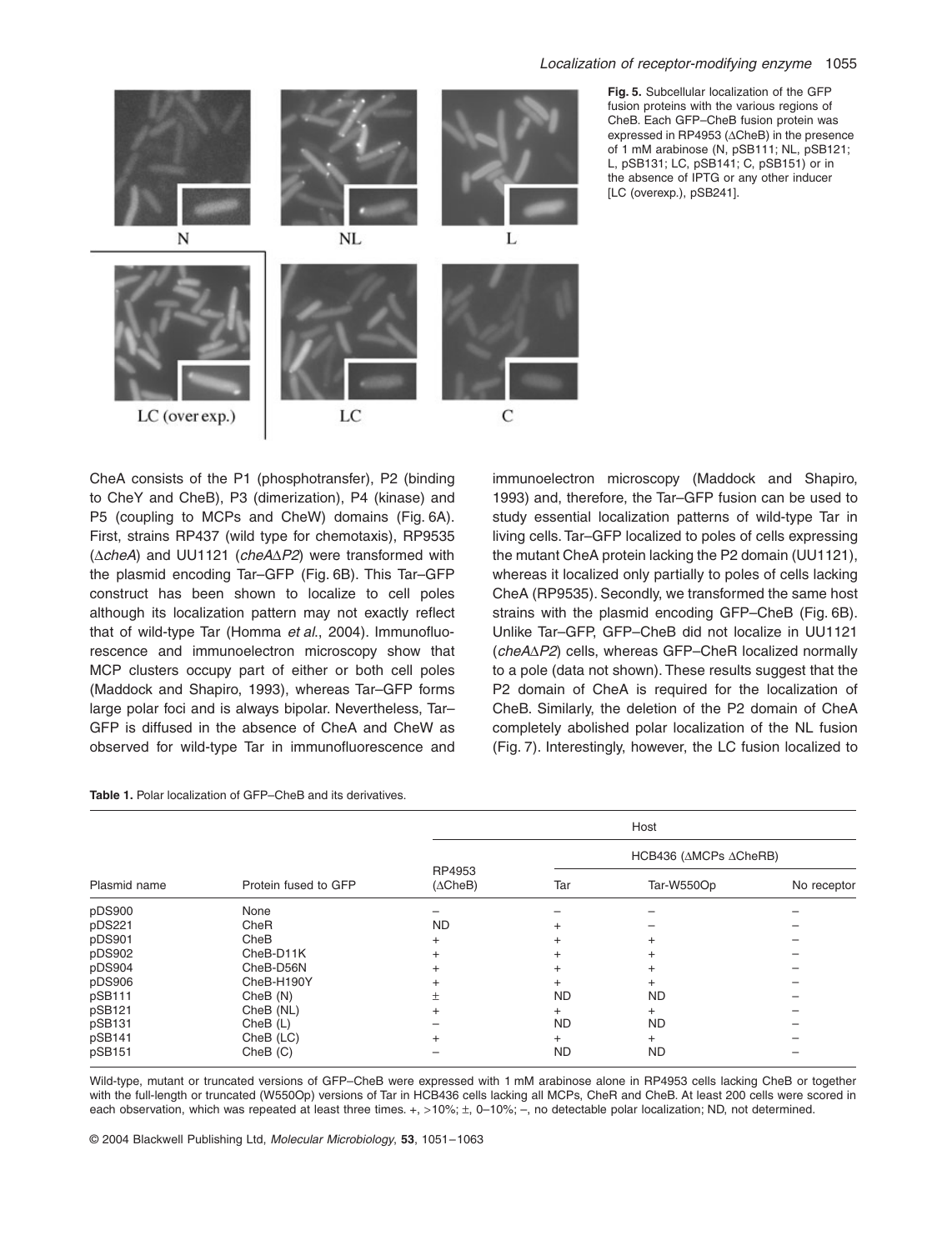**Fig. 5.** Subcellular localization of the GFP fusion proteins with the various regions of CheB. Each GFP–CheB fusion protein was expressed in RP4953 (ΔCheB) in the presence of 1 mM arabinose (N, pSB111; NL, pSB121; L, pSB131; LC, pSB141; C, pSB151) or in the absence of IPTG or any other inducer [LC (overexp.), pSB241].

CheA consists of the P1 (phosphotransfer), P2 (binding to CheY and CheB), P3 (dimerization), P4 (kinase) and P5 (coupling to MCPs and CheW) domains (Fig. 6A). First, strains RP437 (wild type for chemotaxis), RP9535 (Δ*cheA*) and UU1121 (*cheA*Δ*P2*) were transformed with the plasmid encoding Tar–GFP (Fig. 6B). This Tar–GFP construct has been shown to localize to cell poles although its localization pattern may not exactly reflect that of wild-type Tar (Homma *et al.*, 2004). Immunofluorescence and immunoelectron microscopy show that MCP clusters occupy part of either or both cell poles (Maddock and Shapiro, 1993), whereas Tar–GFP forms large polar foci and is always bipolar. Nevertheless, Tar–GFP is diffused in the absence of CheA and CheW as observed for wild-type Tar in immunofluorescence and immunoelectron microscopy (Maddock and Shapiro, 1993) and, therefore, the Tar–GFP fusion can be used to study essential localization patterns of wild-type Tar in living cells. Tar–GFP localized to poles of cells expressing the mutant CheA protein lacking the P2 domain (UU1121), whereas it localized only partially to poles of cells lacking CheA (RP9535). Secondly, we transformed the same host strains with the plasmid encoding GFP–CheB (Fig. 6B). Unlike Tar–GFP, GFP–CheB did not localize in UU1121 (*cheA*Δ*P2*) cells, whereas GFP–CheR localized normally to a pole (data not shown). These results suggest that the P2 domain of CheA is required for the localization of CheB. Similarly, the deletion of the P2 domain of CheA completely abolished polar localization of the NL fusion (Fig. 7). Interestingly, however, the LC fusion localized to

**Table 1.** Polar localization of GFP–CheB and its derivatives.

| Plasmid name | Protein fused to GFP | Host | | | |
|---|---|---|---|---|---|
| | | RP4953 (ΔCheB) | HCB436 (ΔMCPs ΔCheRB) | | |
| | | | Tar | Tar-W550Op | No receptor |
| pDS900 | None | – | – | – | – |
| pDS221 | CheR | ND | + | – | – |
| pDS901 | CheB | + | + | + | – |
| pDS902 | CheB-D11K | + | + | + | – |
| pDS904 | CheB-D56N | + | + | + | – |
| pDS906 | CheB-H190Y | + | + | + | – |
| pSB111 | CheB (N) | ± | ND | ND | – |
| pSB121 | CheB (NL) | + | + | + | – |
| pSB131 | CheB (L) | – | ND | ND | – |
| pSB141 | CheB (LC) | + | + | + | – |
| pSB151 | CheB (C) | – | ND | ND | – |

Wild-type, mutant or truncated versions of GFP–CheB were expressed with 1 mM arabinose alone in RP4953 cells lacking CheB or together with the full-length or truncated (W550Op) versions of Tar in HCB436 cells lacking all MCPs, CheR and CheB. At least 200 cells were scored in each observation, which was repeated at least three times. +, >10%; ±, 0–10%; –, no detectable polar localization; ND, not determined.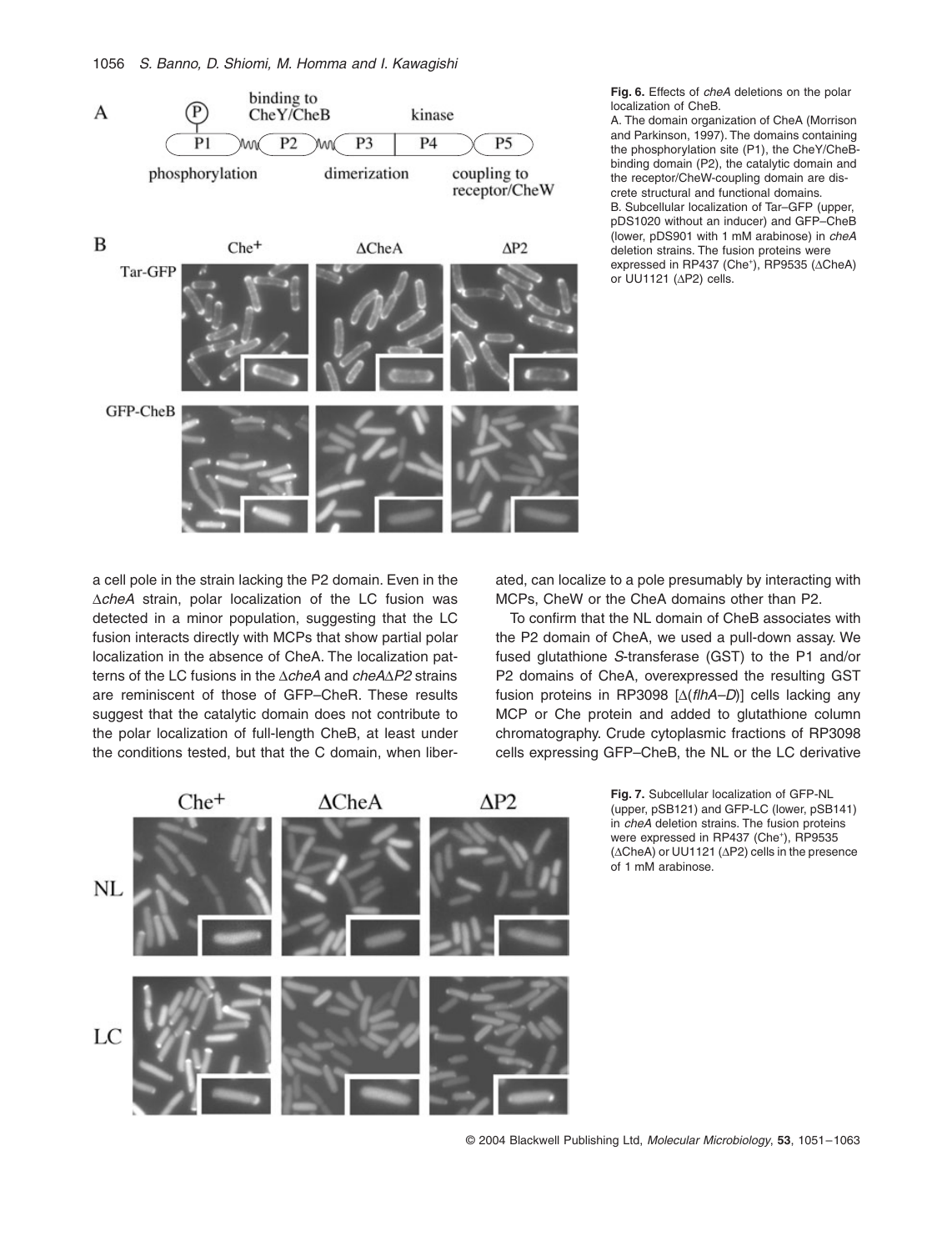**Fig. 6.** Effects of *cheA* deletions on the polar localization of CheB.

A. The domain organization of CheA (Morrison and Parkinson, 1997). The domains containing the phosphorylation site (P1), the CheY/CheB-binding domain (P2), the catalytic domain and the receptor/CheW-coupling domain are discrete structural and functional domains.

B. Subcellular localization of Tar–GFP (upper, pDS1020 without an inducer) and GFP–CheB (lower, pDS901 with 1 mM arabinose) in *cheA* deletion strains. The fusion proteins were expressed in RP437 (Che$^+$), RP9535 (ΔCheA) or UU1121 (ΔP2) cells.

a cell pole in the strain lacking the P2 domain. Even in the Δ*cheA* strain, polar localization of the LC fusion was detected in a minor population, suggesting that the LC fusion interacts directly with MCPs that show partial polar localization in the absence of CheA. The localization patterns of the LC fusions in the Δ*cheA* and *cheA*Δ*P2* strains are reminiscent of those of GFP–CheR. These results suggest that the catalytic domain does not contribute to the polar localization of full-length CheB, at least under the conditions tested, but that the C domain, when liberated, can localize to a pole presumably by interacting with MCPs, CheW or the CheA domains other than P2.

To confirm that the NL domain of CheB associates with the P2 domain of CheA, we used a pull-down assay. We fused glutathione *S*-transferase (GST) to the P1 and/or P2 domains of CheA, overexpressed the resulting GST fusion proteins in RP3098 [Δ(*flhA–D*)] cells lacking any MCP or Che protein and added to glutathione column chromatography. Crude cytoplasmic fractions of RP3098 cells expressing GFP–CheB, the NL or the LC derivative

**Fig. 7.** Subcellular localization of GFP-NL (upper, pSB121) and GFP-LC (lower, pSB141) in *cheA* deletion strains. The fusion proteins were expressed in RP437 (Che$^+$), RP9535 (ΔCheA) or UU1121 (ΔP2) cells in the presence of 1 mM arabinose.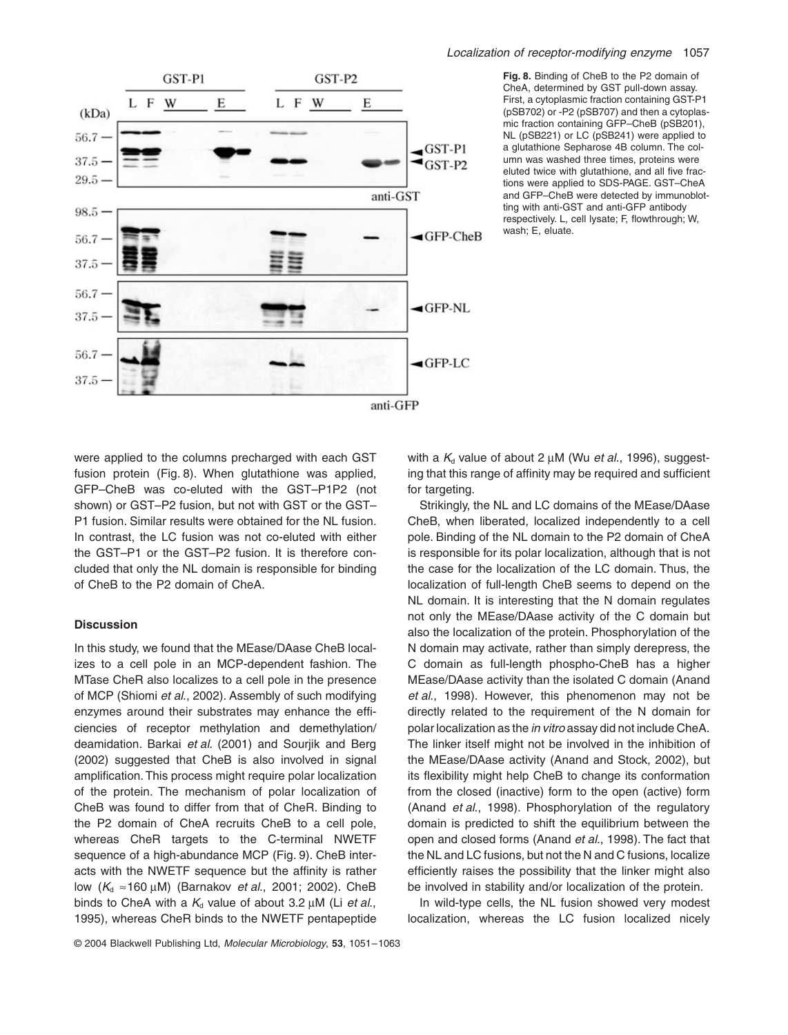**Fig. 8.** Binding of CheB to the P2 domain of CheA, determined by GST pull-down assay. First, a cytoplasmic fraction containing GST-P1 (pSB702) or -P2 (pSB707) and then a cytoplasmic fraction containing GFP–CheB (pSB201), NL (pSB221) or LC (pSB241) were applied to a glutathione Sepharose 4B column. The column was washed three times, proteins were eluted twice with glutathione, and all five fractions were applied to SDS-PAGE. GST–CheA and GFP–CheB were detected by immunoblotting with anti-GST and anti-GFP antibody respectively. L, cell lysate; F, flowthrough; W, wash; E, eluate.

were applied to the columns precharged with each GST fusion protein (Fig. 8). When glutathione was applied, GFP–CheB was co-eluted with the GST–P1P2 (not shown) or GST–P2 fusion, but not with GST or the GST–P1 fusion. Similar results were obtained for the NL fusion. In contrast, the LC fusion was not co-eluted with either the GST–P1 or the GST–P2 fusion. It is therefore concluded that only the NL domain is responsible for binding of CheB to the P2 domain of CheA.

## Discussion

In this study, we found that the MEase/DAase CheB localizes to a cell pole in an MCP-dependent fashion. The MTase CheR also localizes to a cell pole in the presence of MCP (Shiomi *et al.*, 2002). Assembly of such modifying enzymes around their substrates may enhance the efficiencies of receptor methylation and demethylation/deamidation. Barkai *et al.* (2001) and Sourjik and Berg (2002) suggested that CheB is also involved in signal amplification. This process might require polar localization of the protein. The mechanism of polar localization of CheB was found to differ from that of CheR. Binding to the P2 domain of CheA recruits CheB to a cell pole, whereas CheR targets to the C-terminal NWETF sequence of a high-abundance MCP (Fig. 9). CheB interacts with the NWETF sequence but the affinity is rather low ($K_d \approx 160$ μM) (Barnakov *et al.*, 2001; 2002). CheB binds to CheA with a $K_d$ value of about 3.2 μM (Li *et al.*, 1995), whereas CheR binds to the NWETF pentapeptide with a $K_d$ value of about 2 μM (Wu *et al.*, 1996), suggesting that this range of affinity may be required and sufficient for targeting.

Strikingly, the NL and LC domains of the MEase/DAase CheB, when liberated, localized independently to a cell pole. Binding of the NL domain to the P2 domain of CheA is responsible for its polar localization, although that is not the case for the localization of the LC domain. Thus, the localization of full-length CheB seems to depend on the NL domain. It is interesting that the N domain regulates not only the MEase/DAase activity of the C domain but also the localization of the protein. Phosphorylation of the N domain may activate, rather than simply derepress, the C domain as full-length phospho-CheB has a higher MEase/DAase activity than the isolated C domain (Anand *et al.*, 1998). However, this phenomenon may not be directly related to the requirement of the N domain for polar localization as the *in vitro* assay did not include CheA. The linker itself might not be involved in the inhibition of the MEase/DAase activity (Anand and Stock, 2002), but its flexibility might help CheB to change its conformation from the closed (inactive) form to the open (active) form (Anand *et al.*, 1998). Phosphorylation of the regulatory domain is predicted to shift the equilibrium between the open and closed forms (Anand *et al.*, 1998). The fact that the NL and LC fusions, but not the N and C fusions, localize efficiently raises the possibility that the linker might also be involved in stability and/or localization of the protein.

In wild-type cells, the NL fusion showed very modest localization, whereas the LC fusion localized nicely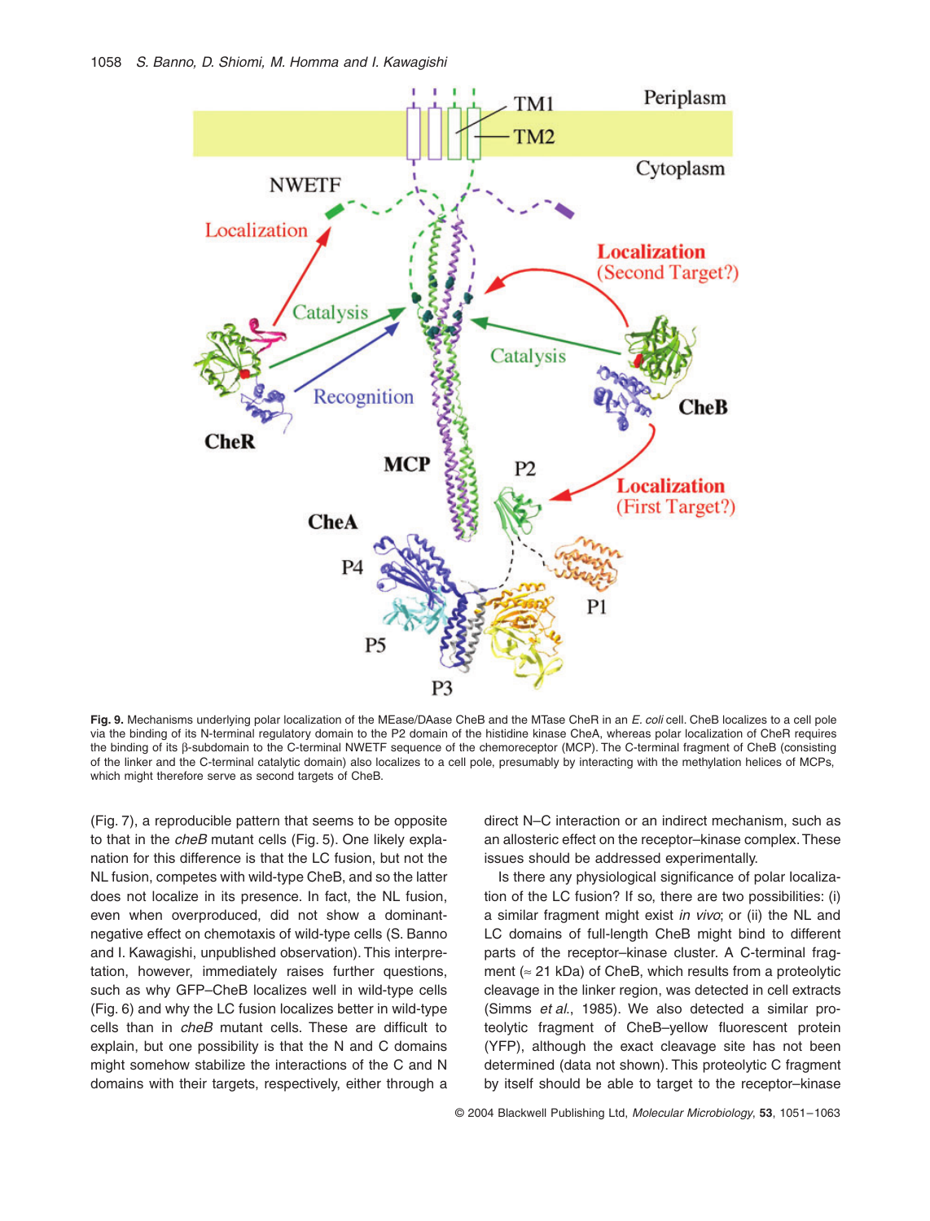**Fig. 9.** Mechanisms underlying polar localization of the MEase/DAase CheB and the MTase CheR in an *E. coli* cell. CheB localizes to a cell pole via the binding of its N-terminal regulatory domain to the P2 domain of the histidine kinase CheA, whereas polar localization of CheR requires the binding of its β-subdomain to the C-terminal NWETF sequence of the chemoreceptor (MCP). The C-terminal fragment of CheB (consisting of the linker and the C-terminal catalytic domain) also localizes to a cell pole, presumably by interacting with the methylation helices of MCPs, which might therefore serve as second targets of CheB.

(Fig. 7), a reproducible pattern that seems to be opposite to that in the *cheB* mutant cells (Fig. 5). One likely explanation for this difference is that the LC fusion, but not the NL fusion, competes with wild-type CheB, and so the latter does not localize in its presence. In fact, the NL fusion, even when overproduced, did not show a dominant-negative effect on chemotaxis of wild-type cells (S. Banno and I. Kawagishi, unpublished observation). This interpretation, however, immediately raises further questions, such as why GFP–CheB localizes well in wild-type cells (Fig. 6) and why the LC fusion localizes better in wild-type cells than in *cheB* mutant cells. These are difficult to explain, but one possibility is that the N and C domains might somehow stabilize the interactions of the C and N domains with their targets, respectively, either through a direct N–C interaction or an indirect mechanism, such as an allosteric effect on the receptor–kinase complex. These issues should be addressed experimentally.

Is there any physiological significance of polar localization of the LC fusion? If so, there are two possibilities: (i) a similar fragment might exist *in vivo*; or (ii) the NL and LC domains of full-length CheB might bind to different parts of the receptor–kinase cluster. A C-terminal fragment (≈ 21 kDa) of CheB, which results from a proteolytic cleavage in the linker region, was detected in cell extracts (Simms *et al.*, 1985). We also detected a similar proteolytic fragment of CheB–yellow fluorescent protein (YFP), although the exact cleavage site has not been determined (data not shown). This proteolytic C fragment by itself should be able to target to the receptor–kinase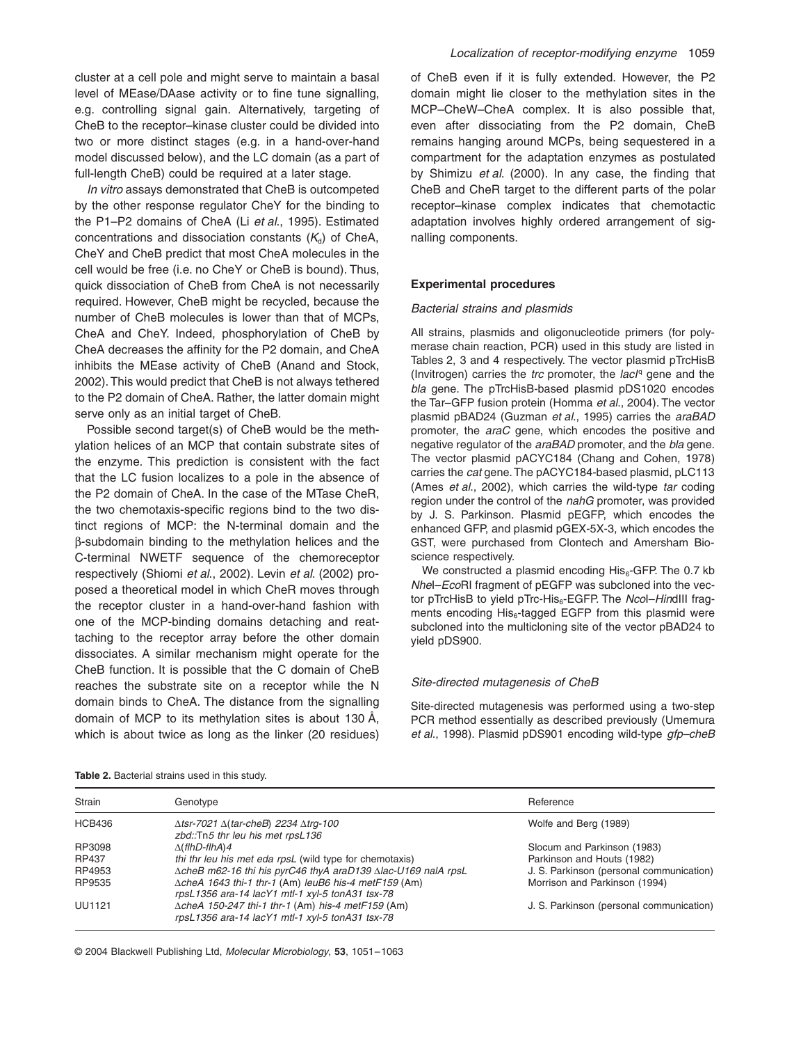cluster at a cell pole and might serve to maintain a basal level of MEase/DAase activity or to fine tune signalling, e.g. controlling signal gain. Alternatively, targeting of CheB to the receptor–kinase cluster could be divided into two or more distinct stages (e.g. in a hand-over-hand model discussed below), and the LC domain (as a part of full-length CheB) could be required at a later stage.

*In vitro* assays demonstrated that CheB is outcompeted by the other response regulator CheY for the binding to the P1–P2 domains of CheA (Li *et al*., 1995). Estimated concentrations and dissociation constants ($K_d$) of CheA, CheY and CheB predict that most CheA molecules in the cell would be free (i.e. no CheY or CheB is bound). Thus, quick dissociation of CheB from CheA is not necessarily required. However, CheB might be recycled, because the number of CheB molecules is lower than that of MCPs, CheA and CheY. Indeed, phosphorylation of CheB by CheA decreases the affinity for the P2 domain, and CheA inhibits the MEase activity of CheB (Anand and Stock, 2002). This would predict that CheB is not always tethered to the P2 domain of CheA. Rather, the latter domain might serve only as an initial target of CheB.

Possible second target(s) of CheB would be the methylation helices of an MCP that contain substrate sites of the enzyme. This prediction is consistent with the fact that the LC fusion localizes to a pole in the absence of the P2 domain of CheA. In the case of the MTase CheR, the two chemotaxis-specific regions bind to the two distinct regions of MCP: the N-terminal domain and the β-subdomain binding to the methylation helices and the C-terminal NWETF sequence of the chemoreceptor respectively (Shiomi *et al*., 2002). Levin *et al*. (2002) proposed a theoretical model in which CheR moves through the receptor cluster in a hand-over-hand fashion with one of the MCP-binding domains detaching and reattaching to the receptor array before the other domain dissociates. A similar mechanism might operate for the CheB function. It is possible that the C domain of CheB reaches the substrate site on a receptor while the N domain binds to CheA. The distance from the signalling domain of MCP to its methylation sites is about 130 Å, which is about twice as long as the linker (20 residues) of CheB even if it is fully extended. However, the P2 domain might lie closer to the methylation sites in the MCP–CheW–CheA complex. It is also possible that, even after dissociating from the P2 domain, CheB remains hanging around MCPs, being sequestered in a compartment for the adaptation enzymes as postulated by Shimizu *et al*. (2000). In any case, the finding that CheB and CheR target to the different parts of the polar receptor–kinase complex indicates that chemotactic adaptation involves highly ordered arrangement of signalling components.

## Experimental procedures

### *Bacterial strains and plasmids*

All strains, plasmids and oligonucleotide primers (for polymerase chain reaction, PCR) used in this study are listed in Tables 2, 3 and 4 respectively. The vector plasmid pTrcHisB (Invitrogen) carries the *trc* promoter, the *lacI*$^q$ gene and the *bla* gene. The pTrcHisB-based plasmid pDS1020 encodes the Tar–GFP fusion protein (Homma *et al*., 2004). The vector plasmid pBAD24 (Guzman *et al*., 1995) carries the *araBAD* promoter, the *araC* gene, which encodes the positive and negative regulator of the *araBAD* promoter, and the *bla* gene. The vector plasmid pACYC184 (Chang and Cohen, 1978) carries the *cat* gene. The pACYC184-based plasmid, pLC113 (Ames *et al*., 2002), which carries the wild-type *tar* coding region under the control of the *nahG* promoter, was provided by J. S. Parkinson. Plasmid pEGFP, which encodes the enhanced GFP, and plasmid pGEX-5X-3, which encodes the GST, were purchased from Clontech and Amersham Bioscience respectively.

We constructed a plasmid encoding His$_6$-GFP. The 0.7 kb *Nhe*I–*Eco*RI fragment of pEGFP was subcloned into the vector pTrcHisB to yield pTrc-His$_6$-EGFP. The *Nco*I–*Hin*dIII fragments encoding His$_6$-tagged EGFP from this plasmid were subcloned into the multicloning site of the vector pBAD24 to yield pDS900.

### *Site-directed mutagenesis of CheB*

Site-directed mutagenesis was performed using a two-step PCR method essentially as described previously (Umemura *et al*., 1998). Plasmid pDS901 encoding wild-type *gfp–cheB*

**Table 2.** Bacterial strains used in this study.

| Strain | Genotype | Reference |
|---|---|---|
| HCB436 | Δ*tsr-7021* Δ(*tar-cheB*) *2234* Δ*trg-100* *zbd*::Tn*5 thr leu his met rpsL136* | Wolfe and Berg (1989) |
| RP3098 | Δ(*flhD-flhA*)*4* | Slocum and Parkinson (1983) |
| RP437 | *thi thr leu his met eda rpsL* (wild type for chemotaxis) | Parkinson and Houts (1982) |
| RP4953 | Δ*cheB m62-16 thi his pyrC46 thyA araD139* Δ*lac-U169 nalA rpsL* | J. S. Parkinson (personal communication) |
| RP9535 | Δ*cheA 1643 thi-1 thr-1* (Am) *leuB6 his-4 metF159* (Am) *rpsL1356 ara-14 lacY1 mtl-1 xyl-5 tonA31 tsx-78* | Morrison and Parkinson (1994) |
| UU1121 | Δ*cheA 150-247 thi-1 thr-1* (Am) *his-4 metF159* (Am) *rpsL1356 ara-14 lacY1 mtl-1 xyl-5 tonA31 tsx-78* | J. S. Parkinson (personal communication) |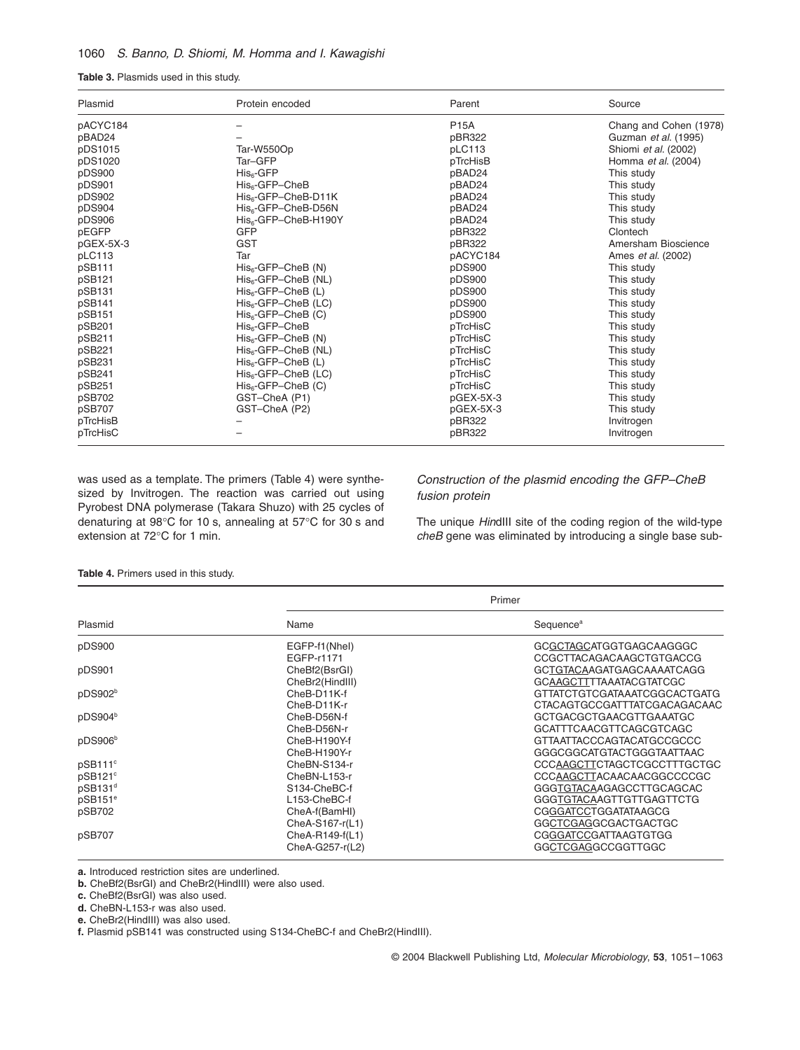**Table 3.** Plasmids used in this study.

| Plasmid | Protein encoded | Parent | Source |
|---|---|---|---|
| pACYC184 | – | P15A | Chang and Cohen (1978) |
| pBAD24 | – | pBR322 | Guzman *et al.* (1995) |
| pDS1015 | Tar-W550Op | pLC113 | Shiomi *et al.* (2002) |
| pDS1020 | Tar–GFP | pTrcHisB | Homma *et al.* (2004) |
| pDS900 | $His_6$-GFP | pBAD24 | This study |
| pDS901 | $His_6$-GFP–CheB | pBAD24 | This study |
| pDS902 | $His_6$-GFP–CheB-D11K | pBAD24 | This study |
| pDS904 | $His_6$-GFP–CheB-D56N | pBAD24 | This study |
| pDS906 | $His_6$-GFP–CheB-H190Y | pBAD24 | This study |
| pEGFP | GFP | pBR322 | Clontech |
| pGEX-5X-3 | GST | pBR322 | Amersham Bioscience |
| pLC113 | Tar | pACYC184 | Ames *et al.* (2002) |
| pSB111 | $His_6$-GFP–CheB (N) | pDS900 | This study |
| pSB121 | $His_6$-GFP–CheB (NL) | pDS900 | This study |
| pSB131 | $His_6$-GFP–CheB (L) | pDS900 | This study |
| pSB141 | $His_6$-GFP–CheB (LC) | pDS900 | This study |
| pSB151 | $His_6$-GFP–CheB (C) | pDS900 | This study |
| pSB201 | $His_6$-GFP–CheB | pTrcHisC | This study |
| pSB211 | $His_6$-GFP–CheB (N) | pTrcHisC | This study |
| pSB221 | $His_6$-GFP–CheB (NL) | pTrcHisC | This study |
| pSB231 | $His_6$-GFP–CheB (L) | pTrcHisC | This study |
| pSB241 | $His_6$-GFP–CheB (LC) | pTrcHisC | This study |
| pSB251 | $His_6$-GFP–CheB (C) | pTrcHisC | This study |
| pSB702 | GST–CheA (P1) | pGEX-5X-3 | This study |
| pSB707 | GST–CheA (P2) | pGEX-5X-3 | This study |
| pTrcHisB | – | pBR322 | Invitrogen |
| pTrcHisC | – | pBR322 | Invitrogen |

was used as a template. The primers (Table 4) were synthesized by Invitrogen. The reaction was carried out using Pyrobest DNA polymerase (Takara Shuzo) with 25 cycles of denaturing at 98°C for 10 s, annealing at 57°C for 30 s and extension at 72°C for 1 min.

### *Construction of the plasmid encoding the GFP–CheB fusion protein*

The unique *Hin*dIII site of the coding region of the wild-type *cheB* gene was eliminated by introducing a single base sub-

**Table 4.** Primers used in this study.

| Plasmid | Primer | |
|---|---|---|
| | Name | Sequence[a] |
| pDS900 | EGFP-f1(NheI) | GCGCTAGCATGGTGAGCAAGGGC |
| | EGFP-r1171 | CCGCTTACAGACAAGCTGTGACCG |
| pDS901 | CheBf2(BsrGI) | GCTGTACAAGATGAGCAAAATCAGG |
| | CheBr2(HindIII) | GCAAGCTTTTAAATACGTATCGC |
| pDS902[b] | CheB-D11K-f | GTTATCTGTCGATAAATCGGCACTGATG |
| | CheB-D11K-r | CTACAGTGCCGATTTATCGACAGACAAC |
| pDS904[b] | CheB-D56N-f | GCTGACGCTGAACGTTGAAATGC |
| | CheB-D56N-r | GCATTTCAACGTTCAGCGTCAGC |
| pDS906[b] | CheB-H190Y-f | GTTAATTACCCAGTACATGCCGCCC |
| | CheB-H190Y-r | GGGCGGCATGTACTGGGTAATTAAC |
| pSB111[c] | CheBN-S134-r | CCCAAGCTTCTAGCTCGCCTTTGCTGC |
| pSB121[c] | CheBN-L153-r | CCCAAGCTTACAACAACGGCCCCGC |
| pSB131[d] | S134-CheBC-f | GGGTGTACAAGAGCCTTGCAGCAC |
| pSB151[e] | L153-CheBC-f | GGGTGTACAAGTTGTTGAGTTCTG |
| pSB702 | CheA-f(BamHI) | CGGGATCCTGGATATAAGCG |
| | CheA-S167-r(L1) | GGCTCGAGGCGACTGACTGC |
| pSB707 | CheA-R149-f(L1) | CGGGATCCGATTAAGTGTGG |
| | CheA-G257-r(L2) | GGCTCGAGGCCGGTTGGC |

**a.** Introduced restriction sites are underlined.
**b.** CheBf2(BsrGI) and CheBr2(HindIII) were also used.
**c.** CheBf2(BsrGI) was also used.
**d.** CheBN-L153-r was also used.
**e.** CheBr2(HindIII) was also used.
**f.** Plasmid pSB141 was constructed using S134-CheBC-f and CheBr2(HindIII).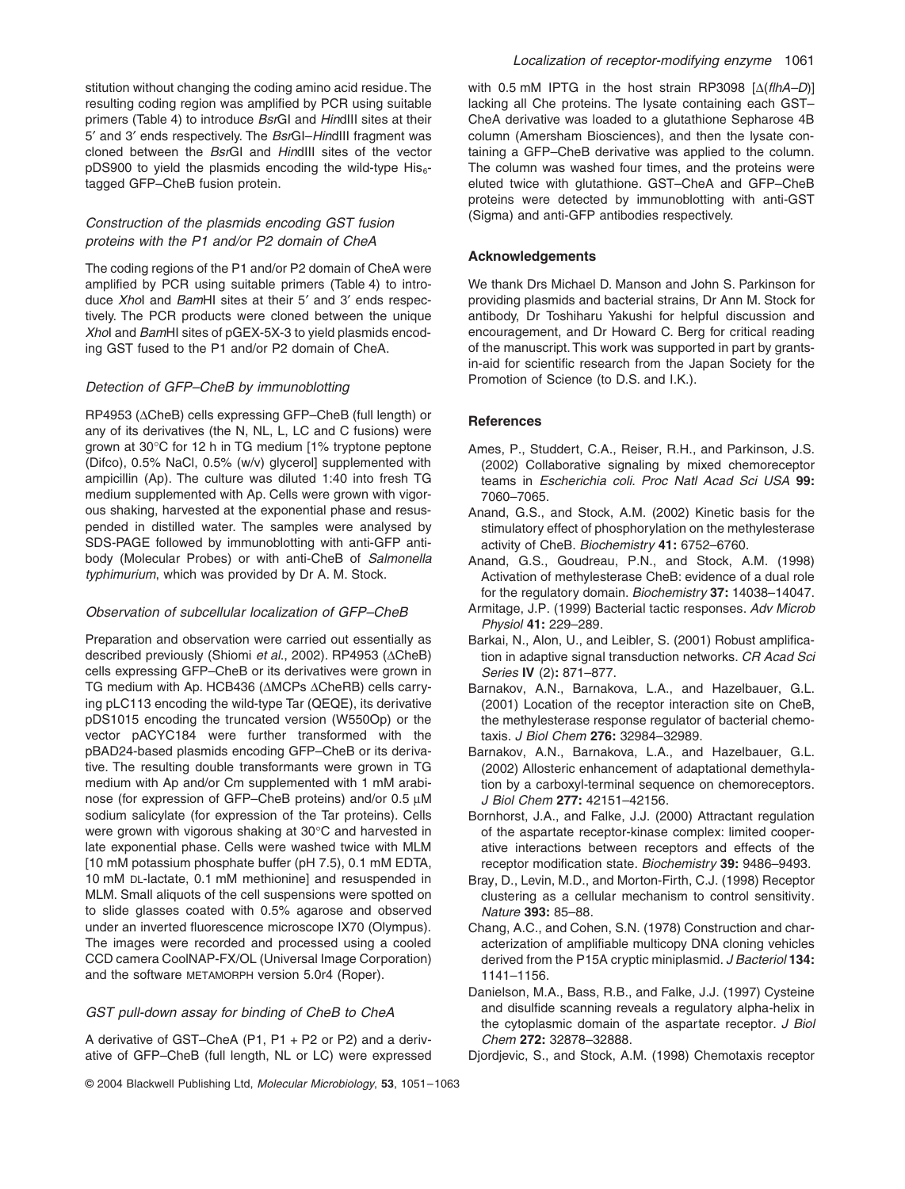stitution without changing the coding amino acid residue. The resulting coding region was amplified by PCR using suitable primers (Table 4) to introduce *Bsr*GI and *Hin*dIII sites at their 5′ and 3′ ends respectively. The *Bsr*GI–*Hin*dIII fragment was cloned between the *Bsr*GI and *Hin*dIII sites of the vector pDS900 to yield the plasmids encoding the wild-type $His_6$-tagged GFP–CheB fusion protein.

### *Construction of the plasmids encoding GST fusion proteins with the P1 and/or P2 domain of CheA*

The coding regions of the P1 and/or P2 domain of CheA were amplified by PCR using suitable primers (Table 4) to introduce *Xho*I and *Bam*HI sites at their 5′ and 3′ ends respectively. The PCR products were cloned between the unique *Xho*I and *Bam*HI sites of pGEX-5X-3 to yield plasmids encoding GST fused to the P1 and/or P2 domain of CheA.

### *Detection of GFP–CheB by immunoblotting*

RP4953 (ΔCheB) cells expressing GFP–CheB (full length) or any of its derivatives (the N, NL, L, LC and C fusions) were grown at 30°C for 12 h in TG medium [1% tryptone peptone (Difco), 0.5% NaCl, 0.5% (w/v) glycerol] supplemented with ampicillin (Ap). The culture was diluted 1:40 into fresh TG medium supplemented with Ap. Cells were grown with vigorous shaking, harvested at the exponential phase and resuspended in distilled water. The samples were analysed by SDS-PAGE followed by immunoblotting with anti-GFP antibody (Molecular Probes) or with anti-CheB of *Salmonella typhimurium*, which was provided by Dr A. M. Stock.

### *Observation of subcellular localization of GFP–CheB*

Preparation and observation were carried out essentially as described previously (Shiomi *et al*., 2002). RP4953 (ΔCheB) cells expressing GFP–CheB or its derivatives were grown in TG medium with Ap. HCB436 (ΔMCPs ΔCheRB) cells carrying pLC113 encoding the wild-type Tar (QEQE), its derivative pDS1015 encoding the truncated version (W550Op) or the vector pACYC184 were further transformed with the pBAD24-based plasmids encoding GFP–CheB or its derivative. The resulting double transformants were grown in TG medium with Ap and/or Cm supplemented with 1 mM arabinose (for expression of GFP–CheB proteins) and/or 0.5 μM sodium salicylate (for expression of the Tar proteins). Cells were grown with vigorous shaking at 30°C and harvested in late exponential phase. Cells were washed twice with MLM [10 mM potassium phosphate buffer (pH 7.5), 0.1 mM EDTA, 10 mM DL-lactate, 0.1 mM methionine] and resuspended in MLM. Small aliquots of the cell suspensions were spotted on to slide glasses coated with 0.5% agarose and observed under an inverted fluorescence microscope IX70 (Olympus). The images were recorded and processed using a cooled CCD camera CoolNAP-FX/OL (Universal Image Corporation) and the software METAMORPH version 5.0r4 (Roper).

### *GST pull-down assay for binding of CheB to CheA*

A derivative of GST–CheA (P1, P1 + P2 or P2) and a derivative of GFP–CheB (full length, NL or LC) were expressed with 0.5 mM IPTG in the host strain RP3098 [Δ(*flhA–D*)] lacking all Che proteins. The lysate containing each GST–CheA derivative was loaded to a glutathione Sepharose 4B column (Amersham Biosciences), and then the lysate containing a GFP–CheB derivative was applied to the column. The column was washed four times, and the proteins were eluted twice with glutathione. GST–CheA and GFP–CheB proteins were detected by immunoblotting with anti-GST (Sigma) and anti-GFP antibodies respectively.

## Acknowledgements

We thank Drs Michael D. Manson and John S. Parkinson for providing plasmids and bacterial strains, Dr Ann M. Stock for antibody, Dr Toshiharu Yakushi for helpful discussion and encouragement, and Dr Howard C. Berg for critical reading of the manuscript. This work was supported in part by grants-in-aid for scientific research from the Japan Society for the Promotion of Science (to D.S. and I.K.).

## References

Ames, P., Studdert, C.A., Reiser, R.H., and Parkinson, J.S. (2002) Collaborative signaling by mixed chemoreceptor teams in *Escherichia coli*. *Proc Natl Acad Sci USA* **99:** 7060–7065.

Anand, G.S., and Stock, A.M. (2002) Kinetic basis for the stimulatory effect of phosphorylation on the methylesterase activity of CheB. *Biochemistry* **41:** 6752–6760.

Anand, G.S., Goudreau, P.N., and Stock, A.M. (1998) Activation of methylesterase CheB: evidence of a dual role for the regulatory domain. *Biochemistry* **37:** 14038–14047.

Armitage, J.P. (1999) Bacterial tactic responses. *Adv Microb Physiol* **41:** 229–289.

Barkai, N., Alon, U., and Leibler, S. (2001) Robust amplification in adaptive signal transduction networks. *CR Acad Sci Series* **IV** (2)**:** 871–877.

Barnakov, A.N., Barnakova, L.A., and Hazelbauer, G.L. (2001) Location of the receptor interaction site on CheB, the methylesterase response regulator of bacterial chemotaxis. *J Biol Chem* **276:** 32984–32989.

Barnakov, A.N., Barnakova, L.A., and Hazelbauer, G.L. (2002) Allosteric enhancement of adaptational demethylation by a carboxyl-terminal sequence on chemoreceptors. *J Biol Chem* **277:** 42151–42156.

Bornhorst, J.A., and Falke, J.J. (2000) Attractant regulation of the aspartate receptor-kinase complex: limited cooperative interactions between receptors and effects of the receptor modification state. *Biochemistry* **39:** 9486–9493.

Bray, D., Levin, M.D., and Morton-Firth, C.J. (1998) Receptor clustering as a cellular mechanism to control sensitivity. *Nature* **393:** 85–88.

Chang, A.C., and Cohen, S.N. (1978) Construction and characterization of amplifiable multicopy DNA cloning vehicles derived from the P15A cryptic miniplasmid. *J Bacteriol* **134:** 1141–1156.

Danielson, M.A., Bass, R.B., and Falke, J.J. (1997) Cysteine and disulfide scanning reveals a regulatory alpha-helix in the cytoplasmic domain of the aspartate receptor. *J Biol Chem* **272:** 32878–32888.

Djordjevic, S., and Stock, A.M. (1998) Chemotaxis receptor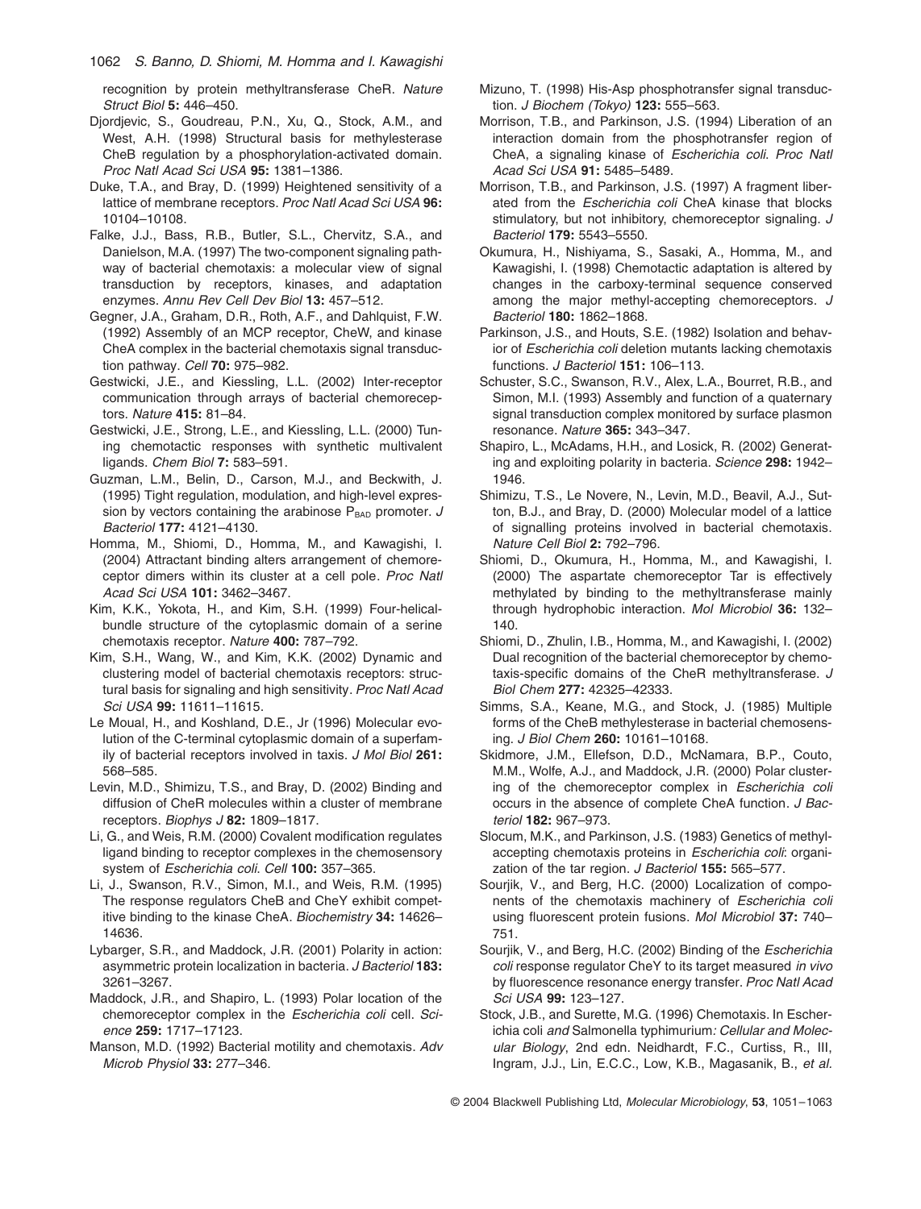recognition by protein methyltransferase CheR. *Nature Struct Biol* **5:** 446–450.

Djordjevic, S., Goudreau, P.N., Xu, Q., Stock, A.M., and West, A.H. (1998) Structural basis for methylesterase CheB regulation by a phosphorylation-activated domain. *Proc Natl Acad Sci USA* **95:** 1381–1386.

Duke, T.A., and Bray, D. (1999) Heightened sensitivity of a lattice of membrane receptors. *Proc Natl Acad Sci USA* **96:** 10104–10108.

Falke, J.J., Bass, R.B., Butler, S.L., Chervitz, S.A., and Danielson, M.A. (1997) The two-component signaling pathway of bacterial chemotaxis: a molecular view of signal transduction by receptors, kinases, and adaptation enzymes. *Annu Rev Cell Dev Biol* **13:** 457–512.

Gegner, J.A., Graham, D.R., Roth, A.F., and Dahlquist, F.W. (1992) Assembly of an MCP receptor, CheW, and kinase CheA complex in the bacterial chemotaxis signal transduction pathway. *Cell* **70:** 975–982.

Gestwicki, J.E., and Kiessling, L.L. (2002) Inter-receptor communication through arrays of bacterial chemoreceptors. *Nature* **415:** 81–84.

Gestwicki, J.E., Strong, L.E., and Kiessling, L.L. (2000) Tuning chemotactic responses with synthetic multivalent ligands. *Chem Biol* **7:** 583–591.

Guzman, L.M., Belin, D., Carson, M.J., and Beckwith, J. (1995) Tight regulation, modulation, and high-level expression by vectors containing the arabinose $P_{BAD}$ promoter. *J Bacteriol* **177:** 4121–4130.

Homma, M., Shiomi, D., Homma, M., and Kawagishi, I. (2004) Attractant binding alters arrangement of chemoreceptor dimers within its cluster at a cell pole. *Proc Natl Acad Sci USA* **101:** 3462–3467.

Kim, K.K., Yokota, H., and Kim, S.H. (1999) Four-helical-bundle structure of the cytoplasmic domain of a serine chemotaxis receptor. *Nature* **400:** 787–792.

Kim, S.H., Wang, W., and Kim, K.K. (2002) Dynamic and clustering model of bacterial chemotaxis receptors: structural basis for signaling and high sensitivity. *Proc Natl Acad Sci USA* **99:** 11611–11615.

Le Moual, H., and Koshland, D.E., Jr (1996) Molecular evolution of the C-terminal cytoplasmic domain of a superfamily of bacterial receptors involved in taxis. *J Mol Biol* **261:** 568–585.

Levin, M.D., Shimizu, T.S., and Bray, D. (2002) Binding and diffusion of CheR molecules within a cluster of membrane receptors. *Biophys J* **82:** 1809–1817.

Li, G., and Weis, R.M. (2000) Covalent modification regulates ligand binding to receptor complexes in the chemosensory system of *Escherichia coli*. *Cell* **100:** 357–365.

Li, J., Swanson, R.V., Simon, M.I., and Weis, R.M. (1995) The response regulators CheB and CheY exhibit competitive binding to the kinase CheA. *Biochemistry* **34:** 14626–14636.

Lybarger, S.R., and Maddock, J.R. (2001) Polarity in action: asymmetric protein localization in bacteria. *J Bacteriol* **183:** 3261–3267.

Maddock, J.R., and Shapiro, L. (1993) Polar location of the chemoreceptor complex in the *Escherichia coli* cell. *Science* **259:** 1717–17123.

Manson, M.D. (1992) Bacterial motility and chemotaxis. *Adv Microb Physiol* **33:** 277–346.

Mizuno, T. (1998) His-Asp phosphotransfer signal transduction. *J Biochem (Tokyo)* **123:** 555–563.

Morrison, T.B., and Parkinson, J.S. (1994) Liberation of an interaction domain from the phosphotransfer region of CheA, a signaling kinase of *Escherichia coli*. *Proc Natl Acad Sci USA* **91:** 5485–5489.

Morrison, T.B., and Parkinson, J.S. (1997) A fragment liberated from the *Escherichia coli* CheA kinase that blocks stimulatory, but not inhibitory, chemoreceptor signaling. *J Bacteriol* **179:** 5543–5550.

Okumura, H., Nishiyama, S., Sasaki, A., Homma, M., and Kawagishi, I. (1998) Chemotactic adaptation is altered by changes in the carboxy-terminal sequence conserved among the major methyl-accepting chemoreceptors. *J Bacteriol* **180:** 1862–1868.

Parkinson, J.S., and Houts, S.E. (1982) Isolation and behavior of *Escherichia coli* deletion mutants lacking chemotaxis functions. *J Bacteriol* **151:** 106–113.

Schuster, S.C., Swanson, R.V., Alex, L.A., Bourret, R.B., and Simon, M.I. (1993) Assembly and function of a quaternary signal transduction complex monitored by surface plasmon resonance. *Nature* **365:** 343–347.

Shapiro, L., McAdams, H.H., and Losick, R. (2002) Generating and exploiting polarity in bacteria. *Science* **298:** 1942–1946.

Shimizu, T.S., Le Novere, N., Levin, M.D., Beavil, A.J., Sutton, B.J., and Bray, D. (2000) Molecular model of a lattice of signalling proteins involved in bacterial chemotaxis. *Nature Cell Biol* **2:** 792–796.

Shiomi, D., Okumura, H., Homma, M., and Kawagishi, I. (2000) The aspartate chemoreceptor Tar is effectively methylated by binding to the methyltransferase mainly through hydrophobic interaction. *Mol Microbiol* **36:** 132–140.

Shiomi, D., Zhulin, I.B., Homma, M., and Kawagishi, I. (2002) Dual recognition of the bacterial chemoreceptor by chemotaxis-specific domains of the CheR methyltransferase. *J Biol Chem* **277:** 42325–42333.

Simms, S.A., Keane, M.G., and Stock, J. (1985) Multiple forms of the CheB methylesterase in bacterial chemosensing. *J Biol Chem* **260:** 10161–10168.

Skidmore, J.M., Ellefson, D.D., McNamara, B.P., Couto, M.M., Wolfe, A.J., and Maddock, J.R. (2000) Polar clustering of the chemoreceptor complex in *Escherichia coli* occurs in the absence of complete CheA function. *J Bacteriol* **182:** 967–973.

Slocum, M.K., and Parkinson, J.S. (1983) Genetics of methyl-accepting chemotaxis proteins in *Escherichia coli*: organization of the tar region. *J Bacteriol* **155:** 565–577.

Sourjik, V., and Berg, H.C. (2000) Localization of components of the chemotaxis machinery of *Escherichia coli* using fluorescent protein fusions. *Mol Microbiol* **37:** 740–751.

Sourjik, V., and Berg, H.C. (2002) Binding of the *Escherichia coli* response regulator CheY to its target measured *in vivo* by fluorescence resonance energy transfer. *Proc Natl Acad Sci USA* **99:** 123–127.

Stock, J.B., and Surette, M.G. (1996) Chemotaxis. In *Escherichia coli and Salmonella typhimurium: Cellular and Molecular Biology*, 2nd edn. Neidhardt, F.C., Curtiss, R., III, Ingram, J.J., Lin, E.C.C., Low, K.B., Magasanik, B., *et al.*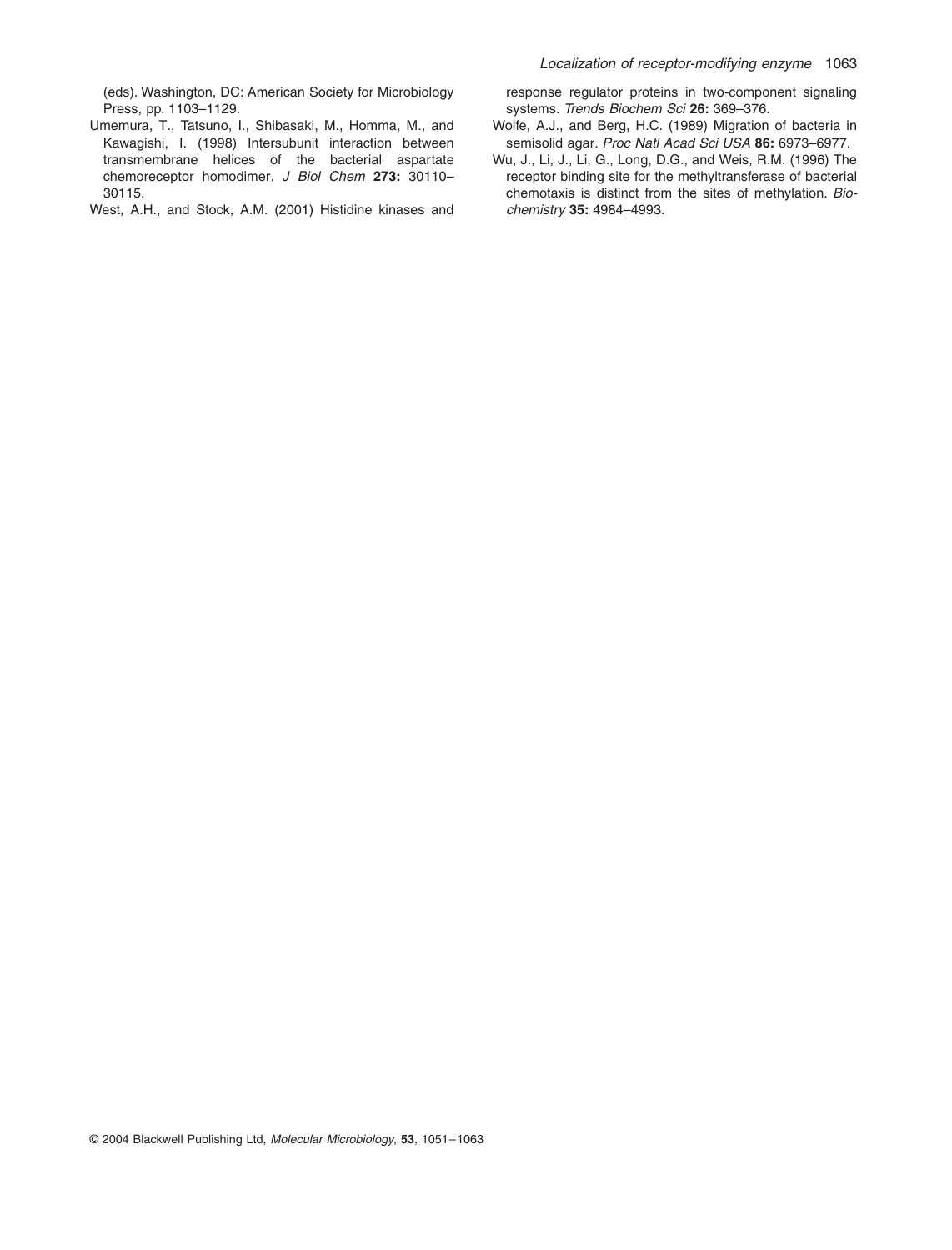(eds). Washington, DC: American Society for Microbiology Press, pp. 1103–1129.

Umemura, T., Tatsuno, I., Shibasaki, M., Homma, M., and Kawagishi, I. (1998) Intersubunit interaction between transmembrane helices of the bacterial aspartate chemoreceptor homodimer. *J Biol Chem* **273:** 30110–30115.

West, A.H., and Stock, A.M. (2001) Histidine kinases and response regulator proteins in two-component signaling systems. *Trends Biochem Sci* **26:** 369–376.

Wolfe, A.J., and Berg, H.C. (1989) Migration of bacteria in semisolid agar. *Proc Natl Acad Sci USA* **86:** 6973–6977.

Wu, J., Li, J., Li, G., Long, D.G., and Weis, R.M. (1996) The receptor binding site for the methyltransferase of bacterial chemotaxis is distinct from the sites of methylation. *Biochemistry* **35:** 4984–4993.